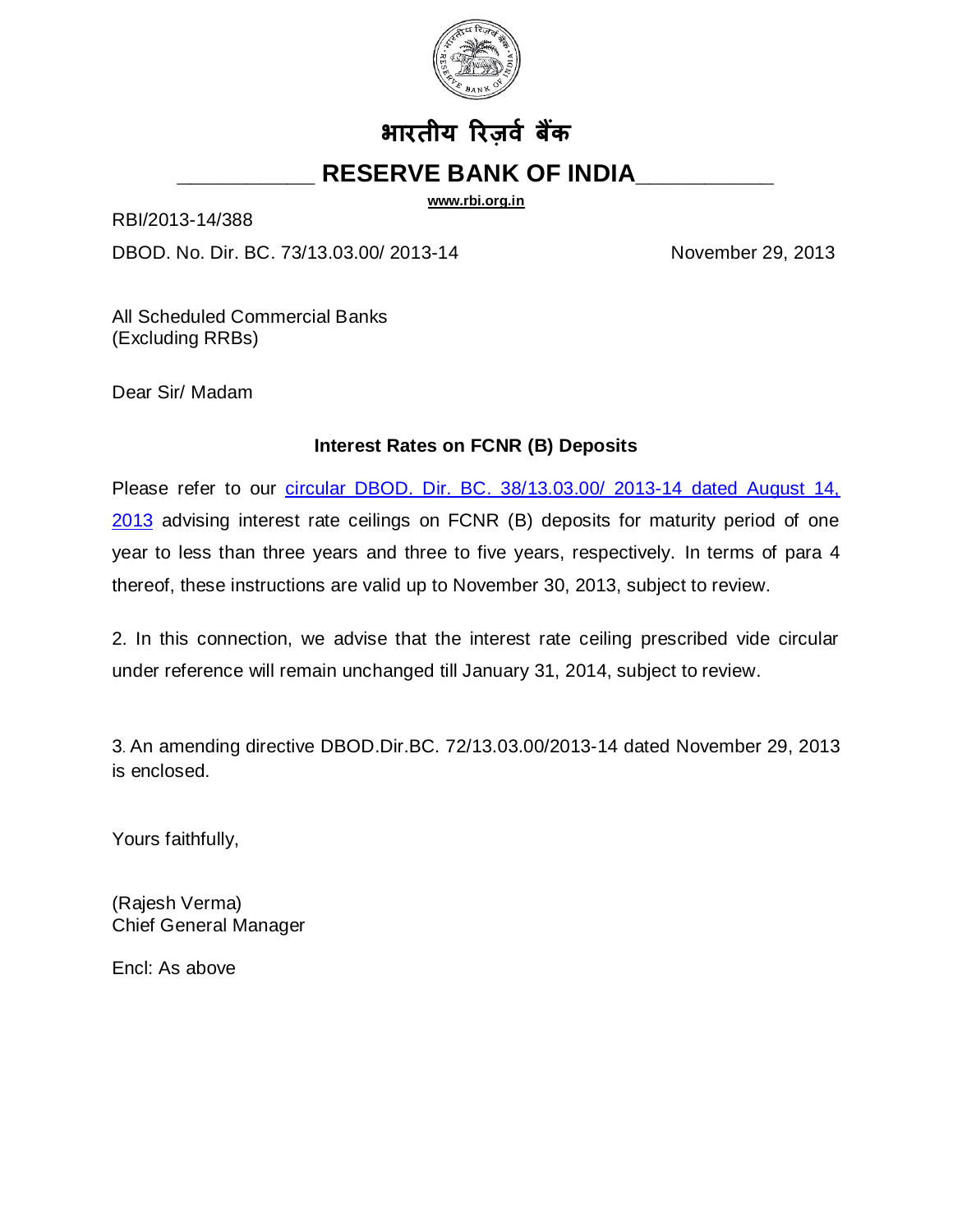# भारतीय रिज़र्व बैंक

## RESERVE BANK OF INDIA

www.rbi.org.in

RBI/2013-14/388

DBOD. No. Dir. BC. 73/13.03.00/ 2013-14 November 29, 2013

All Scheduled Commercial Banks
(Excluding RRBs)

Dear Sir/ Madam

**Interest Rates on FCNR (B) Deposits**

Please refer to our circular DBOD. Dir. BC. 38/13.03.00/ 2013-14 dated August 14, 2013 advising interest rate ceilings on FCNR (B) deposits for maturity period of one year to less than three years and three to five years, respectively. In terms of para 4 thereof, these instructions are valid up to November 30, 2013, subject to review.

2. In this connection, we advise that the interest rate ceiling prescribed vide circular under reference will remain unchanged till January 31, 2014, subject to review.

3. An amending directive DBOD.Dir.BC. 72/13.03.00/2013-14 dated November 29, 2013 is enclosed.

Yours faithfully,

(Rajesh Verma)
Chief General Manager

Encl: As above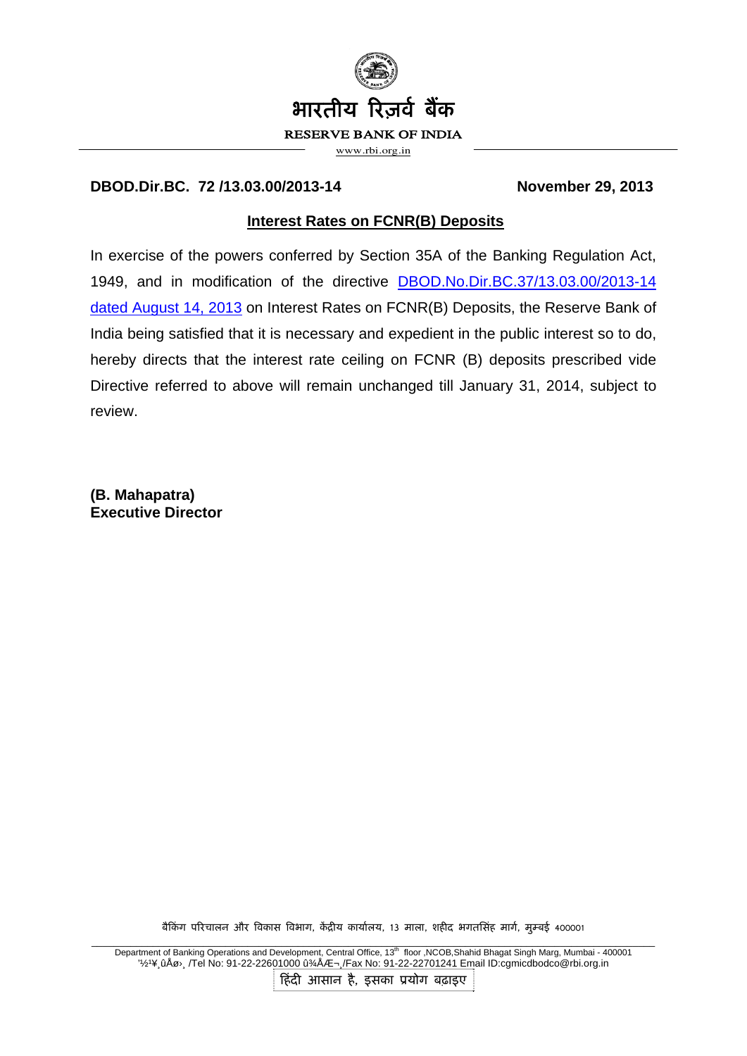भारतीय रिज़र्व बैंक

RESERVE BANK OF INDIA

www.rbi.org.in

**DBOD.Dir.BC. 72 /13.03.00/2013-14** **November 29, 2013**

## Interest Rates on FCNR(B) Deposits

In exercise of the powers conferred by Section 35A of the Banking Regulation Act, 1949, and in modification of the directive DBOD.No.Dir.BC.37/13.03.00/2013-14 dated August 14, 2013 on Interest Rates on FCNR(B) Deposits, the Reserve Bank of India being satisfied that it is necessary and expedient in the public interest so to do, hereby directs that the interest rate ceiling on FCNR (B) deposits prescribed vide Directive referred to above will remain unchanged till January 31, 2014, subject to review.

**(B. Mahapatra)**
**Executive Director**

बैंकिंग परिचालन और विकास विभाग, केंद्रीय कार्यालय, 13 माला, शहीद भगतसिंह मार्ग, मुम्बई 400001

Department of Banking Operations and Development, Central Office, 13th floor ,NCOB,Shahid Bhagat Singh Marg, Mumbai - 400001
'½¹¥¸ûÅø›¸ /Tel No: 91-22-22601000 û¾ÅÆ¬¸/Fax No: 91-22-22701241 Email ID:cgmicdbodco@rbi.org.in

हिंदी आसान है, इसका प्रयोग बढ़ाइए